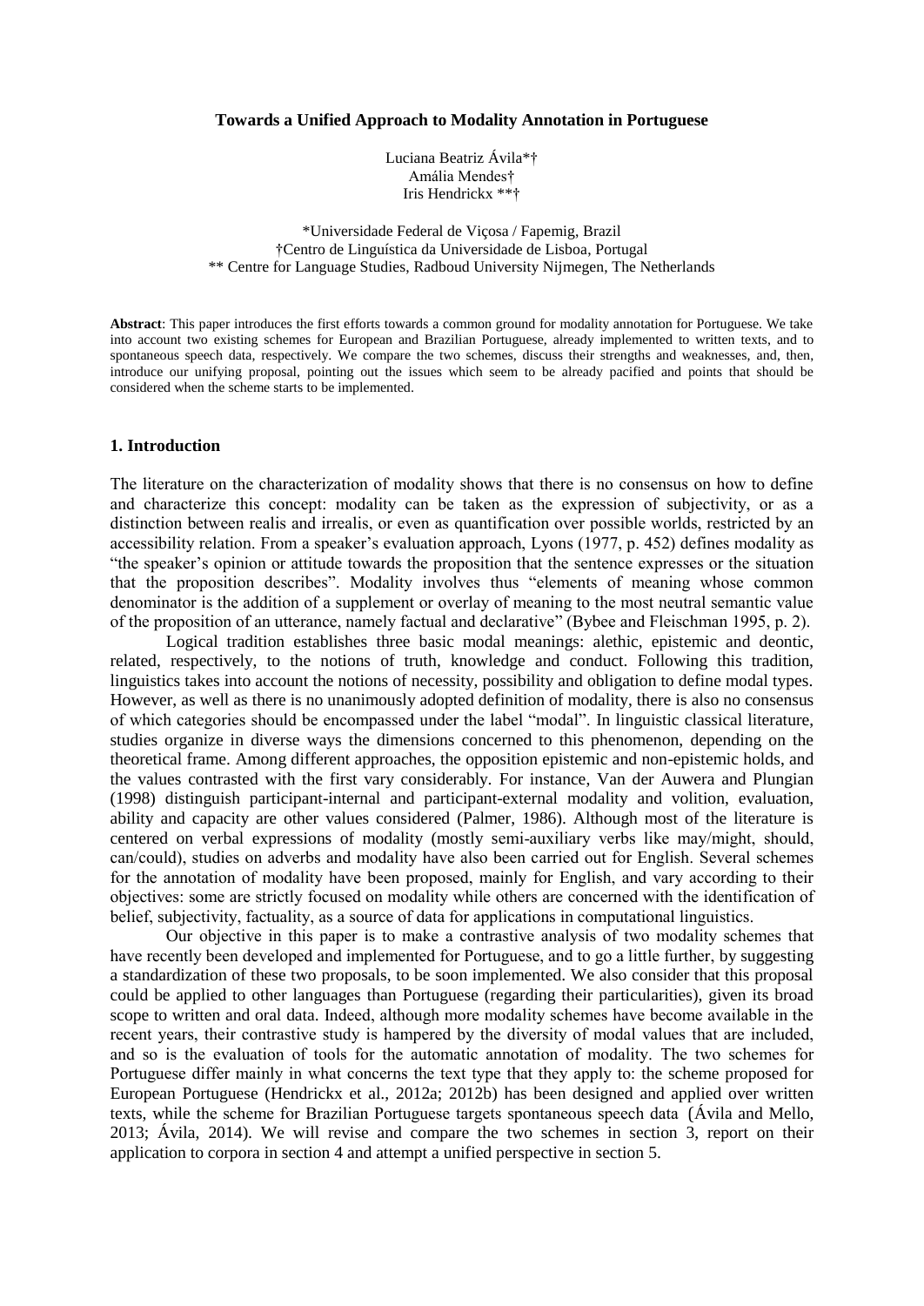# Towards a Unified Approach to Modality Annotation in Portuguese

Luciana Beatriz Ávila*†
Amália Mendes†
Iris Hendrickx **†

*Universidade Federal de Viçosa / Fapemig, Brazil
†Centro de Linguística da Universidade de Lisboa, Portugal
** Centre for Language Studies, Radboud University Nijmegen, The Netherlands

**Abstract**: This paper introduces the first efforts towards a common ground for modality annotation for Portuguese. We take into account two existing schemes for European and Brazilian Portuguese, already implemented to written texts, and to spontaneous speech data, respectively. We compare the two schemes, discuss their strengths and weaknesses, and, then, introduce our unifying proposal, pointing out the issues which seem to be already pacified and points that should be considered when the scheme starts to be implemented.

## 1. Introduction

The literature on the characterization of modality shows that there is no consensus on how to define and characterize this concept: modality can be taken as the expression of subjectivity, or as a distinction between realis and irrealis, or even as quantification over possible worlds, restricted by an accessibility relation. From a speaker's evaluation approach, Lyons (1977, p. 452) defines modality as "the speaker's opinion or attitude towards the proposition that the sentence expresses or the situation that the proposition describes". Modality involves thus "elements of meaning whose common denominator is the addition of a supplement or overlay of meaning to the most neutral semantic value of the proposition of an utterance, namely factual and declarative" (Bybee and Fleischman 1995, p. 2).

Logical tradition establishes three basic modal meanings: alethic, epistemic and deontic, related, respectively, to the notions of truth, knowledge and conduct. Following this tradition, linguistics takes into account the notions of necessity, possibility and obligation to define modal types. However, as well as there is no unanimously adopted definition of modality, there is also no consensus of which categories should be encompassed under the label "modal". In linguistic classical literature, studies organize in diverse ways the dimensions concerned to this phenomenon, depending on the theoretical frame. Among different approaches, the opposition epistemic and non-epistemic holds, and the values contrasted with the first vary considerably. For instance, Van der Auwera and Plungian (1998) distinguish participant-internal and participant-external modality and volition, evaluation, ability and capacity are other values considered (Palmer, 1986). Although most of the literature is centered on verbal expressions of modality (mostly semi-auxiliary verbs like may/might, should, can/could), studies on adverbs and modality have also been carried out for English. Several schemes for the annotation of modality have been proposed, mainly for English, and vary according to their objectives: some are strictly focused on modality while others are concerned with the identification of belief, subjectivity, factuality, as a source of data for applications in computational linguistics.

Our objective in this paper is to make a contrastive analysis of two modality schemes that have recently been developed and implemented for Portuguese, and to go a little further, by suggesting a standardization of these two proposals, to be soon implemented. We also consider that this proposal could be applied to other languages than Portuguese (regarding their particularities), given its broad scope to written and oral data. Indeed, although more modality schemes have become available in the recent years, their contrastive study is hampered by the diversity of modal values that are included, and so is the evaluation of tools for the automatic annotation of modality. The two schemes for Portuguese differ mainly in what concerns the text type that they apply to: the scheme proposed for European Portuguese (Hendrickx et al., 2012a; 2012b) has been designed and applied over written texts, while the scheme for Brazilian Portuguese targets spontaneous speech data (Ávila and Mello, 2013; Ávila, 2014). We will revise and compare the two schemes in section 3, report on their application to corpora in section 4 and attempt a unified perspective in section 5.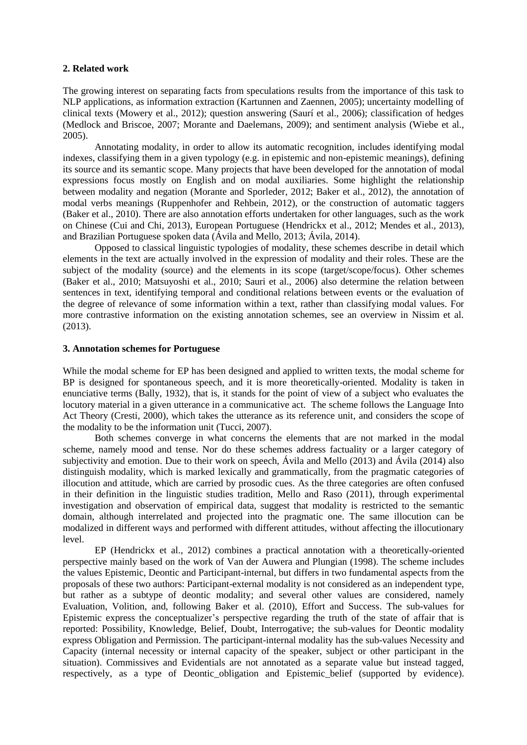## 2. Related work

The growing interest on separating facts from speculations results from the importance of this task to NLP applications, as information extraction (Kartunnen and Zaennen, 2005); uncertainty modelling of clinical texts (Mowery et al., 2012); question answering (Saurí et al., 2006); classification of hedges (Medlock and Briscoe, 2007; Morante and Daelemans, 2009); and sentiment analysis (Wiebe et al., 2005).

Annotating modality, in order to allow its automatic recognition, includes identifying modal indexes, classifying them in a given typology (e.g. in epistemic and non-epistemic meanings), defining its source and its semantic scope. Many projects that have been developed for the annotation of modal expressions focus mostly on English and on modal auxiliaries. Some highlight the relationship between modality and negation (Morante and Sporleder, 2012; Baker et al., 2012), the annotation of modal verbs meanings (Ruppenhofer and Rehbein, 2012), or the construction of automatic taggers (Baker et al., 2010). There are also annotation efforts undertaken for other languages, such as the work on Chinese (Cui and Chi, 2013), European Portuguese (Hendrickx et al., 2012; Mendes et al., 2013), and Brazilian Portuguese spoken data (Ávila and Mello, 2013; Ávila, 2014).

Opposed to classical linguistic typologies of modality, these schemes describe in detail which elements in the text are actually involved in the expression of modality and their roles. These are the subject of the modality (source) and the elements in its scope (target/scope/focus). Other schemes (Baker et al., 2010; Matsuyoshi et al., 2010; Sauri et al., 2006) also determine the relation between sentences in text, identifying temporal and conditional relations between events or the evaluation of the degree of relevance of some information within a text, rather than classifying modal values. For more contrastive information on the existing annotation schemes, see an overview in Nissim et al. (2013).

## 3. Annotation schemes for Portuguese

While the modal scheme for EP has been designed and applied to written texts, the modal scheme for BP is designed for spontaneous speech, and it is more theoretically-oriented. Modality is taken in enunciative terms (Bally, 1932), that is, it stands for the point of view of a subject who evaluates the locutory material in a given utterance in a communicative act. The scheme follows the Language Into Act Theory (Cresti, 2000), which takes the utterance as its reference unit, and considers the scope of the modality to be the information unit (Tucci, 2007).

Both schemes converge in what concerns the elements that are not marked in the modal scheme, namely mood and tense. Nor do these schemes address factuality or a larger category of subjectivity and emotion. Due to their work on speech, Ávila and Mello (2013) and Ávila (2014) also distinguish modality, which is marked lexically and grammatically, from the pragmatic categories of illocution and attitude, which are carried by prosodic cues. As the three categories are often confused in their definition in the linguistic studies tradition, Mello and Raso (2011), through experimental investigation and observation of empirical data, suggest that modality is restricted to the semantic domain, although interrelated and projected into the pragmatic one. The same illocution can be modalized in different ways and performed with different attitudes, without affecting the illocutionary level.

EP (Hendrickx et al., 2012) combines a practical annotation with a theoretically-oriented perspective mainly based on the work of Van der Auwera and Plungian (1998). The scheme includes the values Epistemic, Deontic and Participant-internal, but differs in two fundamental aspects from the proposals of these two authors: Participant-external modality is not considered as an independent type, but rather as a subtype of deontic modality; and several other values are considered, namely Evaluation, Volition, and, following Baker et al. (2010), Effort and Success. The sub-values for Epistemic express the conceptualizer's perspective regarding the truth of the state of affair that is reported: Possibility, Knowledge, Belief, Doubt, Interrogative; the sub-values for Deontic modality express Obligation and Permission. The participant-internal modality has the sub-values Necessity and Capacity (internal necessity or internal capacity of the speaker, subject or other participant in the situation). Commissives and Evidentials are not annotated as a separate value but instead tagged, respectively, as a type of Deontic_obligation and Epistemic_belief (supported by evidence).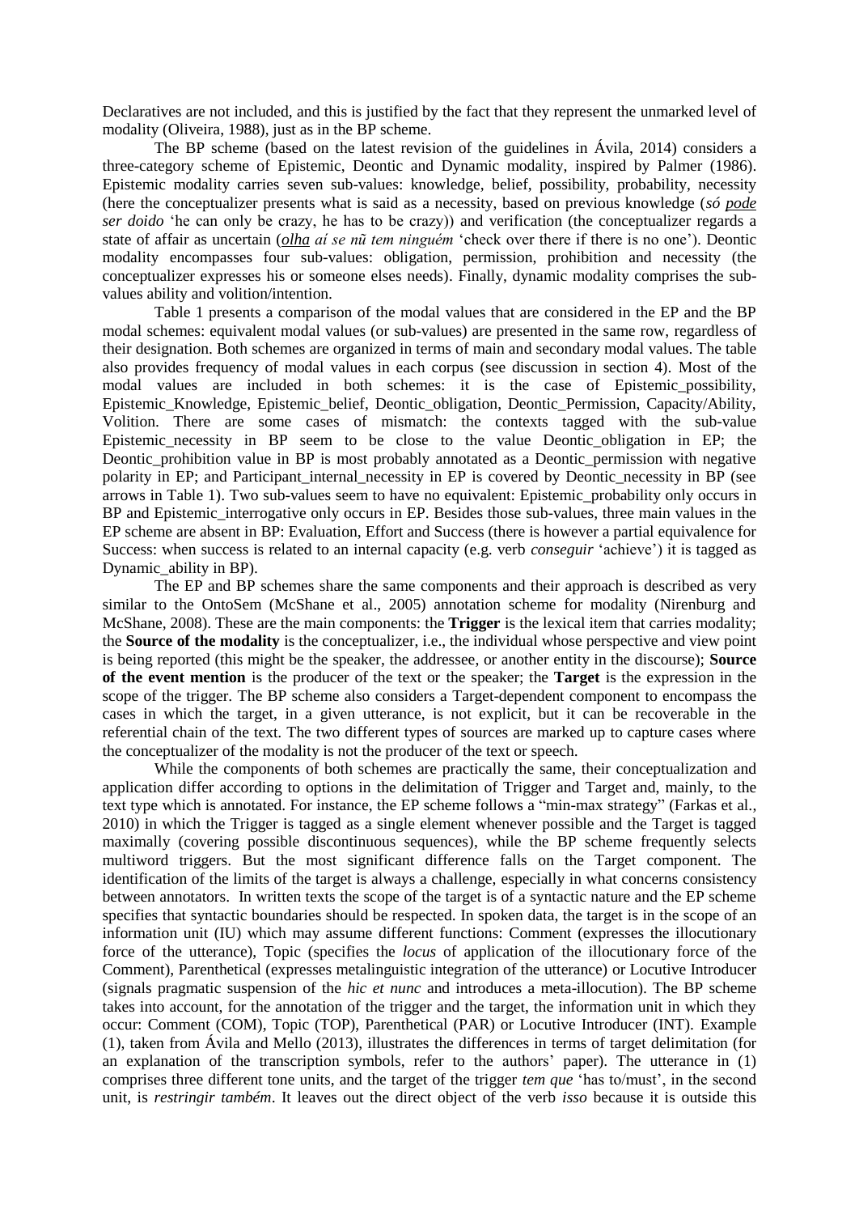Declaratives are not included, and this is justified by the fact that they represent the unmarked level of modality (Oliveira, 1988), just as in the BP scheme.

The BP scheme (based on the latest revision of the guidelines in Ávila, 2014) considers a three-category scheme of Epistemic, Deontic and Dynamic modality, inspired by Palmer (1986). Epistemic modality carries seven sub-values: knowledge, belief, possibility, probability, necessity (here the conceptualizer presents what is said as a necessity, based on previous knowledge (*só pode ser doido* 'he can only be crazy, he has to be crazy)) and verification (the conceptualizer regards a state of affair as uncertain (*olha aí se nũ tem ninguém* 'check over there if there is no one'). Deontic modality encompasses four sub-values: obligation, permission, prohibition and necessity (the conceptualizer expresses his or someone elses needs). Finally, dynamic modality comprises the sub-values ability and volition/intention.

Table 1 presents a comparison of the modal values that are considered in the EP and the BP modal schemes: equivalent modal values (or sub-values) are presented in the same row, regardless of their designation. Both schemes are organized in terms of main and secondary modal values. The table also provides frequency of modal values in each corpus (see discussion in section 4). Most of the modal values are included in both schemes: it is the case of Epistemic_possibility, Epistemic_Knowledge, Epistemic_belief, Deontic_obligation, Deontic_Permission, Capacity/Ability, Volition. There are some cases of mismatch: the contexts tagged with the sub-value Epistemic_necessity in BP seem to be close to the value Deontic_obligation in EP; the Deontic_prohibition value in BP is most probably annotated as a Deontic_permission with negative polarity in EP; and Participant_internal_necessity in EP is covered by Deontic_necessity in BP (see arrows in Table 1). Two sub-values seem to have no equivalent: Epistemic_probability only occurs in BP and Epistemic_interrogative only occurs in EP. Besides those sub-values, three main values in the EP scheme are absent in BP: Evaluation, Effort and Success (there is however a partial equivalence for Success: when success is related to an internal capacity (e.g. verb *conseguir* 'achieve') it is tagged as Dynamic_ability in BP).

The EP and BP schemes share the same components and their approach is described as very similar to the OntoSem (McShane et al., 2005) annotation scheme for modality (Nirenburg and McShane, 2008). These are the main components: the **Trigger** is the lexical item that carries modality; the **Source of the modality** is the conceptualizer, i.e., the individual whose perspective and view point is being reported (this might be the speaker, the addressee, or another entity in the discourse); **Source of the event mention** is the producer of the text or the speaker; the **Target** is the expression in the scope of the trigger. The BP scheme also considers a Target-dependent component to encompass the cases in which the target, in a given utterance, is not explicit, but it can be recoverable in the referential chain of the text. The two different types of sources are marked up to capture cases where the conceptualizer of the modality is not the producer of the text or speech.

While the components of both schemes are practically the same, their conceptualization and application differ according to options in the delimitation of Trigger and Target and, mainly, to the text type which is annotated. For instance, the EP scheme follows a "min-max strategy" (Farkas et al., 2010) in which the Trigger is tagged as a single element whenever possible and the Target is tagged maximally (covering possible discontinuous sequences), while the BP scheme frequently selects multiword triggers. But the most significant difference falls on the Target component. The identification of the limits of the target is always a challenge, especially in what concerns consistency between annotators. In written texts the scope of the target is of a syntactic nature and the EP scheme specifies that syntactic boundaries should be respected. In spoken data, the target is in the scope of an information unit (IU) which may assume different functions: Comment (expresses the illocutionary force of the utterance), Topic (specifies the *locus* of application of the illocutionary force of the Comment), Parenthetical (expresses metalinguistic integration of the utterance) or Locutive Introducer (signals pragmatic suspension of the *hic et nunc* and introduces a meta-illocution). The BP scheme takes into account, for the annotation of the trigger and the target, the information unit in which they occur: Comment (COM), Topic (TOP), Parenthetical (PAR) or Locutive Introducer (INT). Example (1), taken from Ávila and Mello (2013), illustrates the differences in terms of target delimitation (for an explanation of the transcription symbols, refer to the authors' paper). The utterance in (1) comprises three different tone units, and the target of the trigger *tem que* 'has to/must', in the second unit, is *restringir também*. It leaves out the direct object of the verb *isso* because it is outside this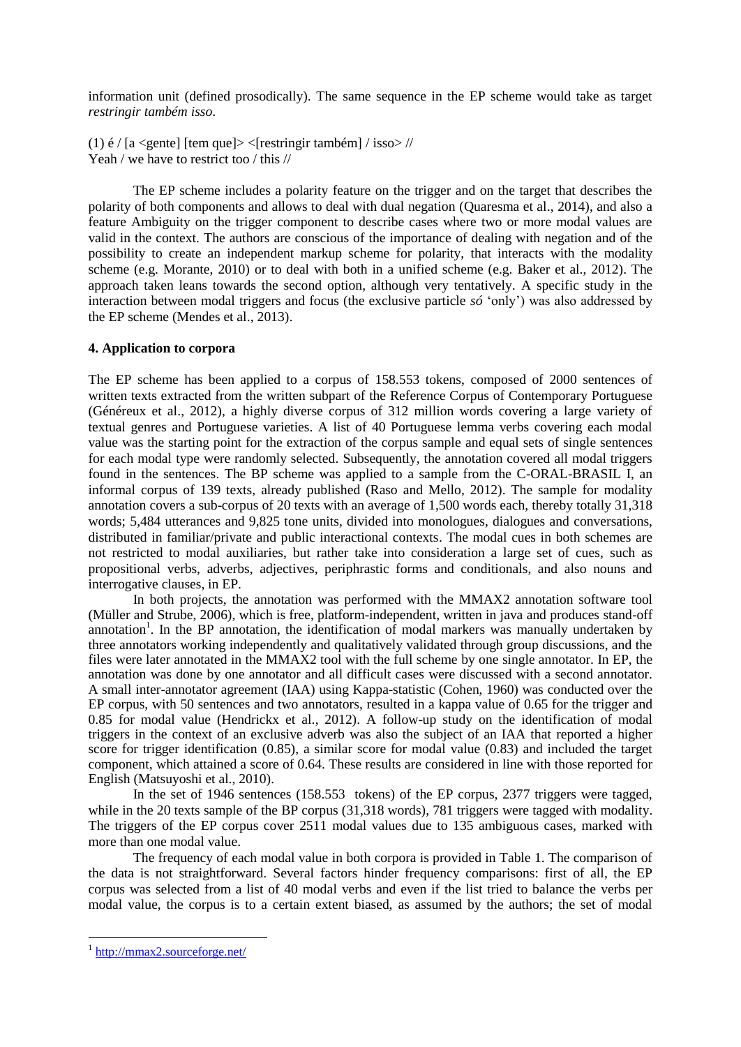information unit (defined prosodically). The same sequence in the EP scheme would take as target *restringir também isso*.

(1) é / [a <gente] [tem que]> <[restringir também] / isso> //
Yeah / we have to restrict too / this //

The EP scheme includes a polarity feature on the trigger and on the target that describes the polarity of both components and allows to deal with dual negation (Quaresma et al., 2014), and also a feature Ambiguity on the trigger component to describe cases where two or more modal values are valid in the context. The authors are conscious of the importance of dealing with negation and of the possibility to create an independent markup scheme for polarity, that interacts with the modality scheme (e.g. Morante, 2010) or to deal with both in a unified scheme (e.g. Baker et al., 2012). The approach taken leans towards the second option, although very tentatively. A specific study in the interaction between modal triggers and focus (the exclusive particle *só* 'only') was also addressed by the EP scheme (Mendes et al., 2013).

## 4. Application to corpora

The EP scheme has been applied to a corpus of 158.553 tokens, composed of 2000 sentences of written texts extracted from the written subpart of the Reference Corpus of Contemporary Portuguese (Généreux et al., 2012), a highly diverse corpus of 312 million words covering a large variety of textual genres and Portuguese varieties. A list of 40 Portuguese lemma verbs covering each modal value was the starting point for the extraction of the corpus sample and equal sets of single sentences for each modal type were randomly selected. Subsequently, the annotation covered all modal triggers found in the sentences. The BP scheme was applied to a sample from the C-ORAL-BRASIL I, an informal corpus of 139 texts, already published (Raso and Mello, 2012). The sample for modality annotation covers a sub-corpus of 20 texts with an average of 1,500 words each, thereby totally 31,318 words; 5,484 utterances and 9,825 tone units, divided into monologues, dialogues and conversations, distributed in familiar/private and public interactional contexts. The modal cues in both schemes are not restricted to modal auxiliaries, but rather take into consideration a large set of cues, such as propositional verbs, adverbs, adjectives, periphrastic forms and conditionals, and also nouns and interrogative clauses, in EP.

In both projects, the annotation was performed with the MMAX2 annotation software tool (Müller and Strube, 2006), which is free, platform-independent, written in java and produces stand-off annotation[1]. In the BP annotation, the identification of modal markers was manually undertaken by three annotators working independently and qualitatively validated through group discussions, and the files were later annotated in the MMAX2 tool with the full scheme by one single annotator. In EP, the annotation was done by one annotator and all difficult cases were discussed with a second annotator. A small inter-annotator agreement (IAA) using Kappa-statistic (Cohen, 1960) was conducted over the EP corpus, with 50 sentences and two annotators, resulted in a kappa value of 0.65 for the trigger and 0.85 for modal value (Hendrickx et al., 2012). A follow-up study on the identification of modal triggers in the context of an exclusive adverb was also the subject of an IAA that reported a higher score for trigger identification (0.85), a similar score for modal value (0.83) and included the target component, which attained a score of 0.64. These results are considered in line with those reported for English (Matsuyoshi et al., 2010).

In the set of 1946 sentences (158.553 tokens) of the EP corpus, 2377 triggers were tagged, while in the 20 texts sample of the BP corpus (31,318 words), 781 triggers were tagged with modality. The triggers of the EP corpus cover 2511 modal values due to 135 ambiguous cases, marked with more than one modal value.

The frequency of each modal value in both corpora is provided in Table 1. The comparison of the data is not straightforward. Several factors hinder frequency comparisons: first of all, the EP corpus was selected from a list of 40 modal verbs and even if the list tried to balance the verbs per modal value, the corpus is to a certain extent biased, as assumed by the authors; the set of modal

[1] http://mmax2.sourceforge.net/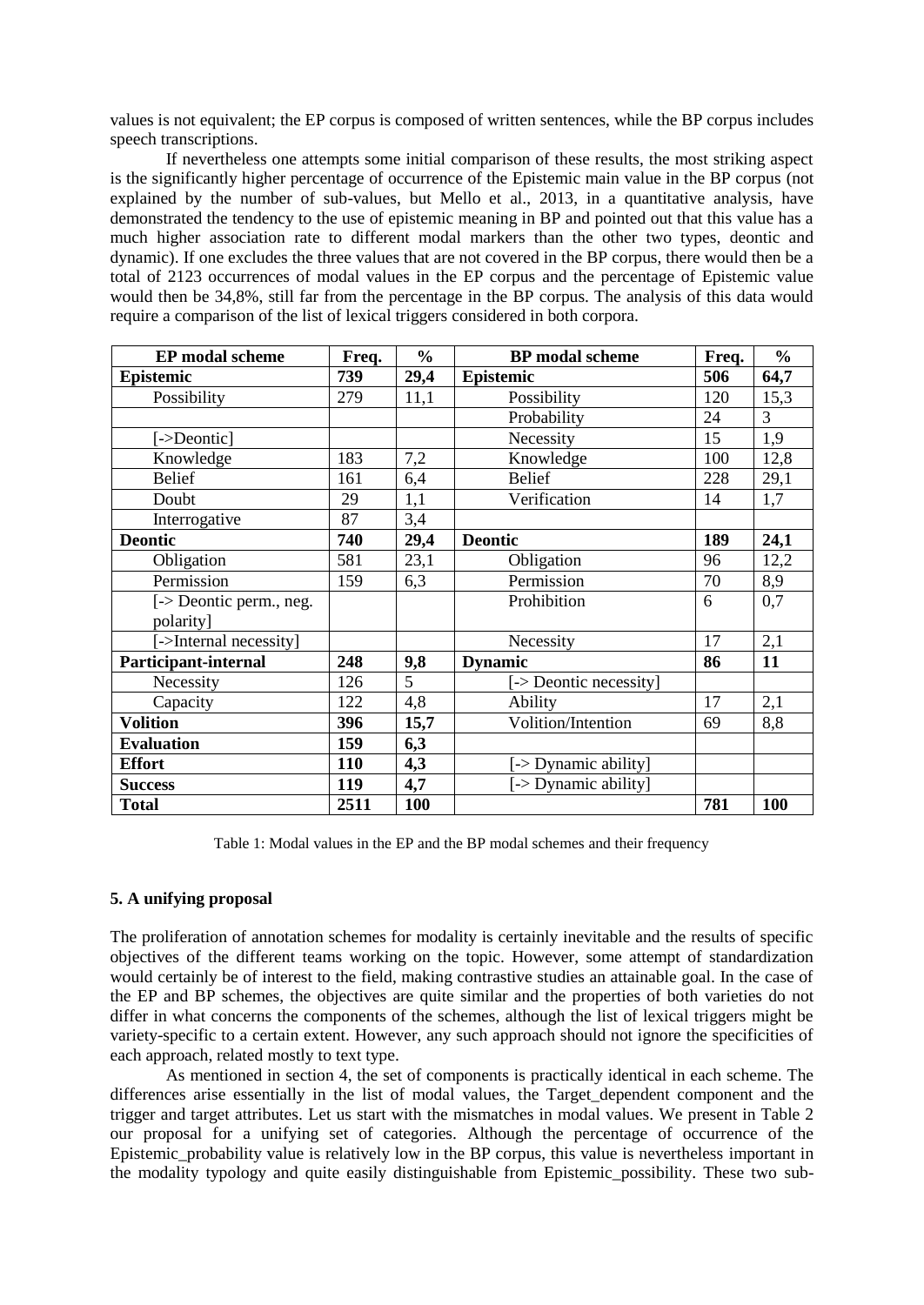values is not equivalent; the EP corpus is composed of written sentences, while the BP corpus includes speech transcriptions.

If nevertheless one attempts some initial comparison of these results, the most striking aspect is the significantly higher percentage of occurrence of the Epistemic main value in the BP corpus (not explained by the number of sub-values, but Mello et al., 2013, in a quantitative analysis, have demonstrated the tendency to the use of epistemic meaning in BP and pointed out that this value has a much higher association rate to different modal markers than the other two types, deontic and dynamic). If one excludes the three values that are not covered in the BP corpus, there would then be a total of 2123 occurrences of modal values in the EP corpus and the percentage of Epistemic value would then be 34,8%, still far from the percentage in the BP corpus. The analysis of this data would require a comparison of the list of lexical triggers considered in both corpora.

| EP modal scheme | Freq. | % | BP modal scheme | Freq. | % |
|---|---|---|---|---|---|
| **Epistemic** | **739** | **29,4** | **Epistemic** | **506** | **64,7** |
| Possibility | 279 | 11,1 | Possibility | 120 | 15,3 |
| | | | Probability | 24 | 3 |
| [->Deontic] | | | Necessity | 15 | 1,9 |
| Knowledge | 183 | 7,2 | Knowledge | 100 | 12,8 |
| Belief | 161 | 6,4 | Belief | 228 | 29,1 |
| Doubt | 29 | 1,1 | Verification | 14 | 1,7 |
| Interrogative | 87 | 3,4 | | | |
| **Deontic** | **740** | **29,4** | **Deontic** | **189** | **24,1** |
| Obligation | 581 | 23,1 | Obligation | 96 | 12,2 |
| Permission | 159 | 6,3 | Permission | 70 | 8,9 |
| [-> Deontic perm., neg. polarity] | | | Prohibition | 6 | 0,7 |
| [->Internal necessity] | | | Necessity | 17 | 2,1 |
| **Participant-internal** | **248** | **9,8** | **Dynamic** | **86** | **11** |
| Necessity | 126 | 5 | [-> Deontic necessity] | | |
| Capacity | 122 | 4,8 | Ability | 17 | 2,1 |
| **Volition** | **396** | **15,7** | Volition/Intention | 69 | 8,8 |
| **Evaluation** | **159** | **6,3** | | | |
| **Effort** | **110** | **4,3** | [-> Dynamic ability] | | |
| **Success** | **119** | **4,7** | [-> Dynamic ability] | | |
| **Total** | **2511** | **100** | | **781** | **100** |

Table 1: Modal values in the EP and the BP modal schemes and their frequency

### 5. A unifying proposal

The proliferation of annotation schemes for modality is certainly inevitable and the results of specific objectives of the different teams working on the topic. However, some attempt of standardization would certainly be of interest to the field, making contrastive studies an attainable goal. In the case of the EP and BP schemes, the objectives are quite similar and the properties of both varieties do not differ in what concerns the components of the schemes, although the list of lexical triggers might be variety-specific to a certain extent. However, any such approach should not ignore the specificities of each approach, related mostly to text type.

As mentioned in section 4, the set of components is practically identical in each scheme. The differences arise essentially in the list of modal values, the Target_dependent component and the trigger and target attributes. Let us start with the mismatches in modal values. We present in Table 2 our proposal for a unifying set of categories. Although the percentage of occurrence of the Epistemic_probability value is relatively low in the BP corpus, this value is nevertheless important in the modality typology and quite easily distinguishable from Epistemic_possibility. These two sub-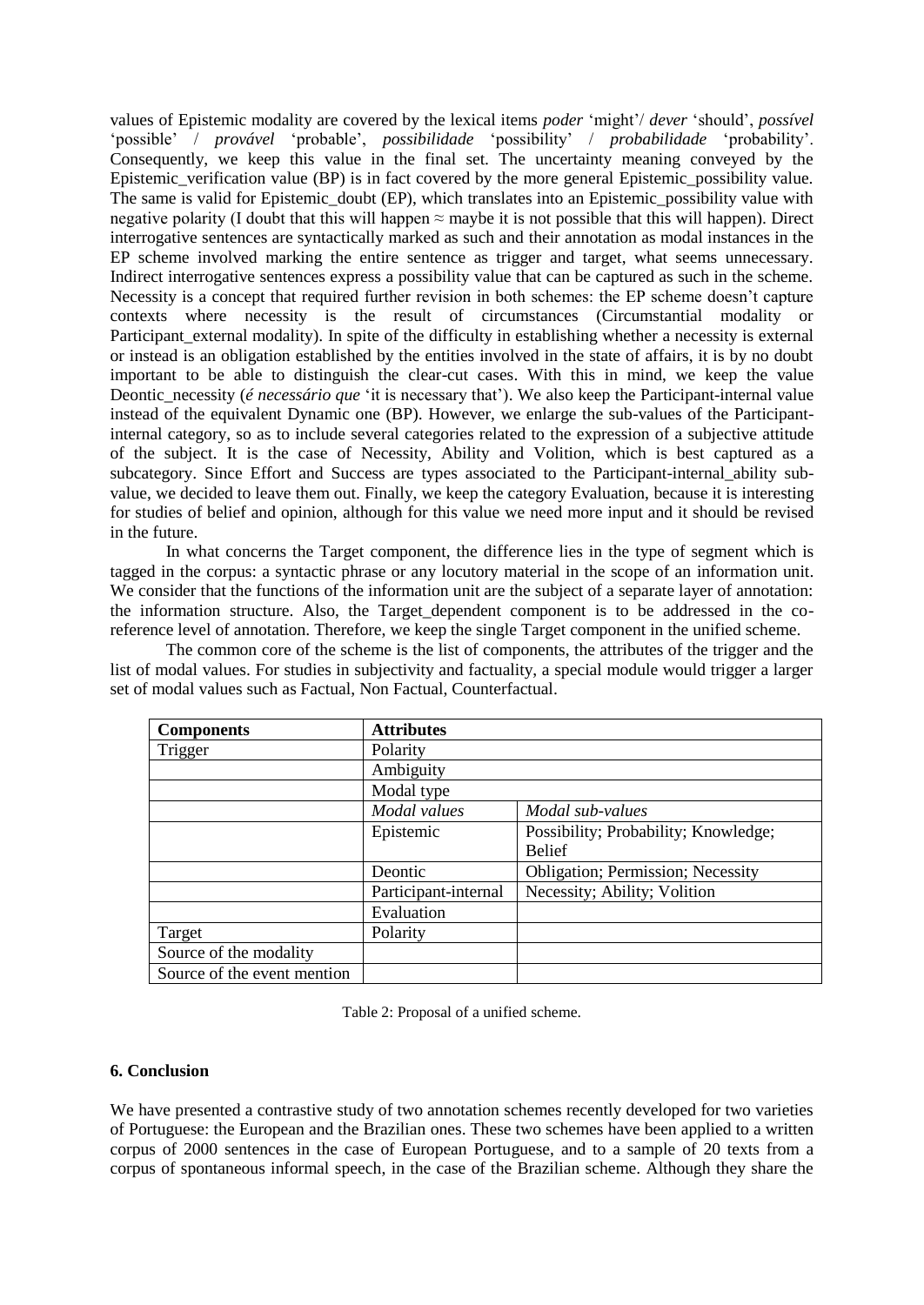values of Epistemic modality are covered by the lexical items *poder* 'might'/ *dever* 'should', *possível* 'possible' / *provável* 'probable', *possibilidade* 'possibility' / *probabilidade* 'probability'. Consequently, we keep this value in the final set. The uncertainty meaning conveyed by the Epistemic_verification value (BP) is in fact covered by the more general Epistemic_possibility value. The same is valid for Epistemic_doubt (EP), which translates into an Epistemic_possibility value with negative polarity (I doubt that this will happen ≈ maybe it is not possible that this will happen). Direct interrogative sentences are syntactically marked as such and their annotation as modal instances in the EP scheme involved marking the entire sentence as trigger and target, what seems unnecessary. Indirect interrogative sentences express a possibility value that can be captured as such in the scheme. Necessity is a concept that required further revision in both schemes: the EP scheme doesn't capture contexts where necessity is the result of circumstances (Circumstantial modality or Participant_external modality). In spite of the difficulty in establishing whether a necessity is external or instead is an obligation established by the entities involved in the state of affairs, it is by no doubt important to be able to distinguish the clear-cut cases. With this in mind, we keep the value Deontic_necessity (*é necessário que* 'it is necessary that'). We also keep the Participant-internal value instead of the equivalent Dynamic one (BP). However, we enlarge the sub-values of the Participant-internal category, so as to include several categories related to the expression of a subjective attitude of the subject. It is the case of Necessity, Ability and Volition, which is best captured as a subcategory. Since Effort and Success are types associated to the Participant-internal_ability sub-value, we decided to leave them out. Finally, we keep the category Evaluation, because it is interesting for studies of belief and opinion, although for this value we need more input and it should be revised in the future.

In what concerns the Target component, the difference lies in the type of segment which is tagged in the corpus: a syntactic phrase or any locutory material in the scope of an information unit. We consider that the functions of the information unit are the subject of a separate layer of annotation: the information structure. Also, the Target_dependent component is to be addressed in the co-reference level of annotation. Therefore, we keep the single Target component in the unified scheme.

The common core of the scheme is the list of components, the attributes of the trigger and the list of modal values. For studies in subjectivity and factuality, a special module would trigger a larger set of modal values such as Factual, Non Factual, Counterfactual.

| **Components** | **Attributes** | |
|---|---|---|
| Trigger | Polarity | |
| | Ambiguity | |
| | Modal type | |
| | *Modal values* | *Modal sub-values* |
| | Epistemic | Possibility; Probability; Knowledge; Belief |
| | Deontic | Obligation; Permission; Necessity |
| | Participant-internal | Necessity; Ability; Volition |
| | Evaluation | |
| Target | Polarity | |
| Source of the modality | | |
| Source of the event mention | | |

Table 2: Proposal of a unified scheme.

### 6. Conclusion

We have presented a contrastive study of two annotation schemes recently developed for two varieties of Portuguese: the European and the Brazilian ones. These two schemes have been applied to a written corpus of 2000 sentences in the case of European Portuguese, and to a sample of 20 texts from a corpus of spontaneous informal speech, in the case of the Brazilian scheme. Although they share the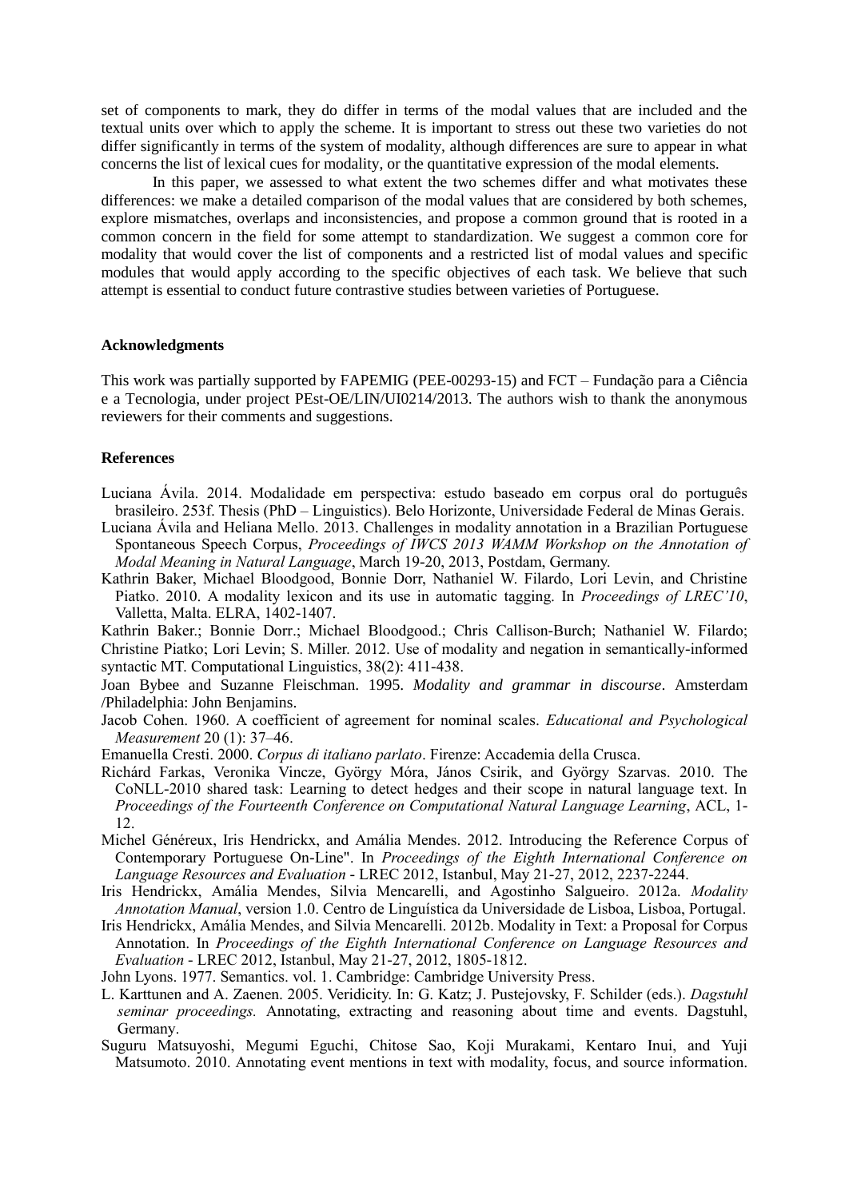set of components to mark, they do differ in terms of the modal values that are included and the textual units over which to apply the scheme. It is important to stress out these two varieties do not differ significantly in terms of the system of modality, although differences are sure to appear in what concerns the list of lexical cues for modality, or the quantitative expression of the modal elements.

In this paper, we assessed to what extent the two schemes differ and what motivates these differences: we make a detailed comparison of the modal values that are considered by both schemes, explore mismatches, overlaps and inconsistencies, and propose a common ground that is rooted in a common concern in the field for some attempt to standardization. We suggest a common core for modality that would cover the list of components and a restricted list of modal values and specific modules that would apply according to the specific objectives of each task. We believe that such attempt is essential to conduct future contrastive studies between varieties of Portuguese.

**Acknowledgments**

This work was partially supported by FAPEMIG (PEE-00293-15) and FCT – Fundação para a Ciência e a Tecnologia, under project PEst-OE/LIN/UI0214/2013. The authors wish to thank the anonymous reviewers for their comments and suggestions.

**References**

Luciana Ávila. 2014. Modalidade em perspectiva: estudo baseado em corpus oral do português brasileiro. 253f. Thesis (PhD – Linguistics). Belo Horizonte, Universidade Federal de Minas Gerais.

Luciana Ávila and Heliana Mello. 2013. Challenges in modality annotation in a Brazilian Portuguese Spontaneous Speech Corpus, *Proceedings of IWCS 2013 WAMM Workshop on the Annotation of Modal Meaning in Natural Language*, March 19-20, 2013, Postdam, Germany.

Kathrin Baker, Michael Bloodgood, Bonnie Dorr, Nathaniel W. Filardo, Lori Levin, and Christine Piatko. 2010. A modality lexicon and its use in automatic tagging. In *Proceedings of LREC'10*, Valletta, Malta. ELRA, 1402-1407.

Kathrin Baker.; Bonnie Dorr.; Michael Bloodgood.; Chris Callison-Burch; Nathaniel W. Filardo; Christine Piatko; Lori Levin; S. Miller. 2012. Use of modality and negation in semantically-informed syntactic MT. Computational Linguistics, 38(2): 411-438.

Joan Bybee and Suzanne Fleischman. 1995. *Modality and grammar in discourse*. Amsterdam /Philadelphia: John Benjamins.

Jacob Cohen. 1960. A coefficient of agreement for nominal scales. *Educational and Psychological Measurement* 20 (1): 37–46.

Emanuella Cresti. 2000. *Corpus di italiano parlato*. Firenze: Accademia della Crusca.

Richárd Farkas, Veronika Vincze, György Móra, János Csirik, and György Szarvas. 2010. The CoNLL-2010 shared task: Learning to detect hedges and their scope in natural language text. In *Proceedings of the Fourteenth Conference on Computational Natural Language Learning*, ACL, 1-12.

Michel Généreux, Iris Hendrickx, and Amália Mendes. 2012. Introducing the Reference Corpus of Contemporary Portuguese On-Line". In *Proceedings of the Eighth International Conference on Language Resources and Evaluation* - LREC 2012, Istanbul, May 21-27, 2012, 2237-2244.

Iris Hendrickx, Amália Mendes, Silvia Mencarelli, and Agostinho Salgueiro. 2012a. *Modality Annotation Manual*, version 1.0. Centro de Linguística da Universidade de Lisboa, Lisboa, Portugal.

Iris Hendrickx, Amália Mendes, and Silvia Mencarelli. 2012b. Modality in Text: a Proposal for Corpus Annotation. In *Proceedings of the Eighth International Conference on Language Resources and Evaluation* - LREC 2012, Istanbul, May 21-27, 2012, 1805-1812.

John Lyons. 1977. Semantics. vol. 1. Cambridge: Cambridge University Press.

L. Karttunen and A. Zaenen. 2005. Veridicity. In: G. Katz; J. Pustejovsky, F. Schilder (eds.). *Dagstuhl seminar proceedings.* Annotating, extracting and reasoning about time and events. Dagstuhl, Germany.

Suguru Matsuyoshi, Megumi Eguchi, Chitose Sao, Koji Murakami, Kentaro Inui, and Yuji Matsumoto. 2010. Annotating event mentions in text with modality, focus, and source information.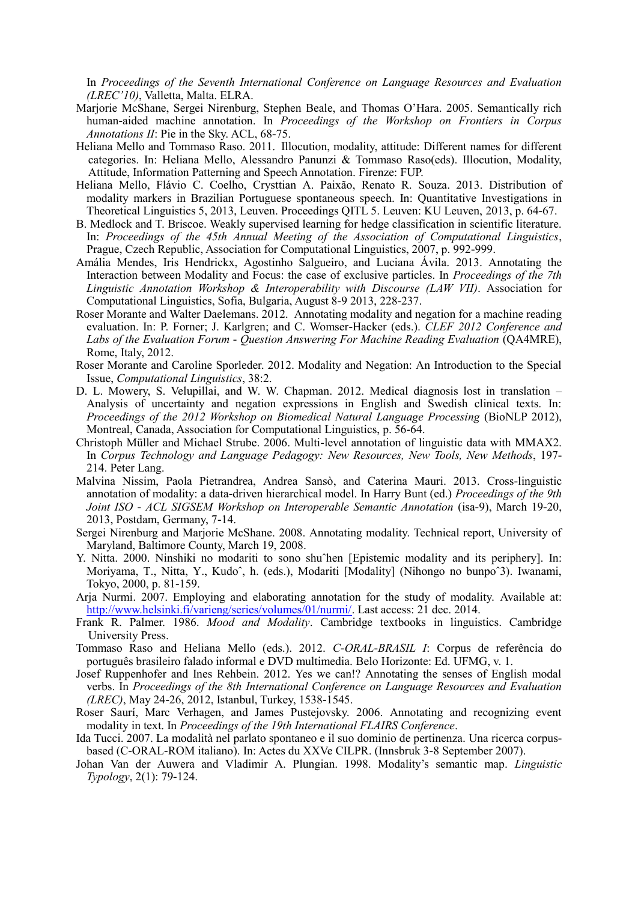In *Proceedings of the Seventh International Conference on Language Resources and Evaluation (LREC'10)*, Valletta, Malta. ELRA.

Marjorie McShane, Sergei Nirenburg, Stephen Beale, and Thomas O'Hara. 2005. Semantically rich human-aided machine annotation. In *Proceedings of the Workshop on Frontiers in Corpus Annotations II*: Pie in the Sky. ACL, 68-75.

Heliana Mello and Tommaso Raso. 2011. Illocution, modality, attitude: Different names for different categories. In: Heliana Mello, Alessandro Panunzi & Tommaso Raso(eds). Illocution, Modality, Attitude, Information Patterning and Speech Annotation. Firenze: FUP.

Heliana Mello, Flávio C. Coelho, Crysttian A. Paixão, Renato R. Souza. 2013. Distribution of modality markers in Brazilian Portuguese spontaneous speech. In: Quantitative Investigations in Theoretical Linguistics 5, 2013, Leuven. Proceedings QITL 5. Leuven: KU Leuven, 2013, p. 64-67.

B. Medlock and T. Briscoe. Weakly supervised learning for hedge classification in scientific literature. In: *Proceedings of the 45th Annual Meeting of the Association of Computational Linguistics*, Prague, Czech Republic, Association for Computational Linguistics, 2007, p. 992-999.

Amália Mendes, Iris Hendrickx, Agostinho Salgueiro, and Luciana Ávila. 2013. Annotating the Interaction between Modality and Focus: the case of exclusive particles. In *Proceedings of the 7th Linguistic Annotation Workshop & Interoperability with Discourse (LAW VII)*. Association for Computational Linguistics, Sofia, Bulgaria, August 8-9 2013, 228-237.

Roser Morante and Walter Daelemans. 2012. Annotating modality and negation for a machine reading evaluation. In: P. Forner; J. Karlgren; and C. Womser-Hacker (eds.). *CLEF 2012 Conference and Labs of the Evaluation Forum - Question Answering For Machine Reading Evaluation* (QA4MRE), Rome, Italy, 2012.

Roser Morante and Caroline Sporleder. 2012. Modality and Negation: An Introduction to the Special Issue, *Computational Linguistics*, 38:2.

D. L. Mowery, S. Velupillai, and W. W. Chapman. 2012. Medical diagnosis lost in translation – Analysis of uncertainty and negation expressions in English and Swedish clinical texts. In: *Proceedings of the 2012 Workshop on Biomedical Natural Language Processing* (BioNLP 2012), Montreal, Canada, Association for Computational Linguistics, p. 56-64.

Christoph Müller and Michael Strube. 2006. Multi-level annotation of linguistic data with MMAX2. In *Corpus Technology and Language Pedagogy: New Resources, New Tools, New Methods*, 197-214. Peter Lang.

Malvina Nissim, Paola Pietrandrea, Andrea Sansò, and Caterina Mauri. 2013. Cross-linguistic annotation of modality: a data-driven hierarchical model. In Harry Bunt (ed.) *Proceedings of the 9th Joint ISO - ACL SIGSEM Workshop on Interoperable Semantic Annotation* (isa-9), March 19-20, 2013, Postdam, Germany, 7-14.

Sergei Nirenburg and Marjorie McShane. 2008. Annotating modality. Technical report, University of Maryland, Baltimore County, March 19, 2008.

Y. Nitta. 2000. Ninshiki no modariti to sono shuˆhen [Epistemic modality and its periphery]. In: Moriyama, T., Nitta, Y., Kudoˆ, h. (eds.), Modariti [Modality] (Nihongo no bunpoˆ3). Iwanami, Tokyo, 2000, p. 81-159.

Arja Nurmi. 2007. Employing and elaborating annotation for the study of modality. Available at: http://www.helsinki.fi/varieng/series/volumes/01/nurmi/. Last access: 21 dec. 2014.

Frank R. Palmer. 1986. *Mood and Modality*. Cambridge textbooks in linguistics. Cambridge University Press.

Tommaso Raso and Heliana Mello (eds.). 2012. *C-ORAL-BRASIL I*: Corpus de referência do português brasileiro falado informal e DVD multimedia. Belo Horizonte: Ed. UFMG, v. 1.

Josef Ruppenhofer and Ines Rehbein. 2012. Yes we can!? Annotating the senses of English modal verbs. In *Proceedings of the 8th International Conference on Language Resources and Evaluation (LREC)*, May 24-26, 2012, Istanbul, Turkey, 1538-1545.

Roser Saurí, Marc Verhagen, and James Pustejovsky. 2006. Annotating and recognizing event modality in text. In *Proceedings of the 19th International FLAIRS Conference*.

Ida Tucci. 2007. La modalità nel parlato spontaneo e il suo dominio di pertinenza. Una ricerca corpus-based (C-ORAL-ROM italiano). In: Actes du XXVe CILPR. (Innsbruk 3-8 September 2007).

Johan Van der Auwera and Vladimir A. Plungian. 1998. Modality's semantic map. *Linguistic Typology*, 2(1): 79-124.